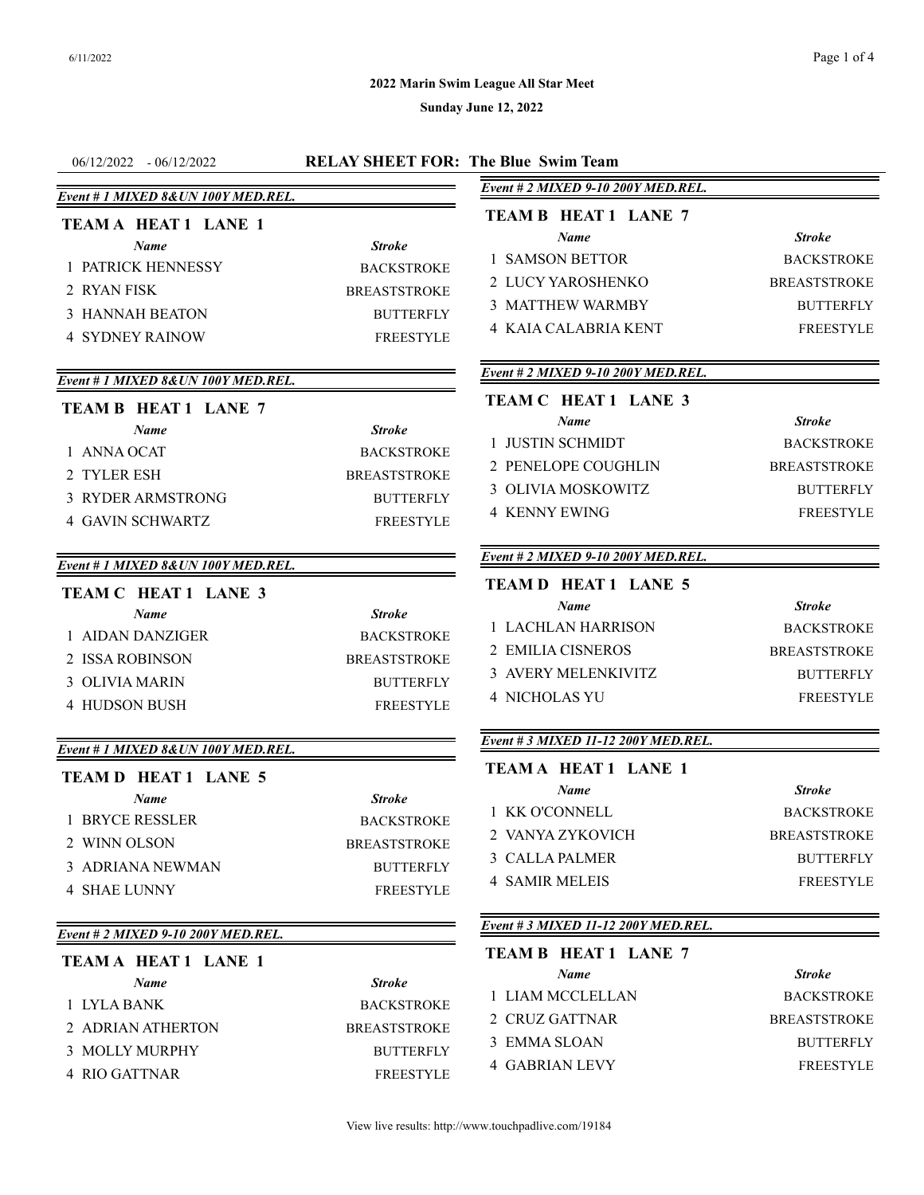**2022 Marin Swim League All Star Meet**

**Sunday June 12, 2022**

06/12/2022 - 06/12/2022 **RELAY SHEET FOR: The Blue Swim Team**

***Event # 1 MIXED 8&UN 100Y MED.REL.***

**TEAM A HEAT 1 LANE 1**

| | *Name* | *Stroke* |
|---|---|---|
| 1 | PATRICK HENNESSY | BACKSTROKE |
| 2 | RYAN FISK | BREASTSTROKE |
| 3 | HANNAH BEATON | BUTTERFLY |
| 4 | SYDNEY RAINOW | FREESTYLE |

***Event # 1 MIXED 8&UN 100Y MED.REL.***

**TEAM B HEAT 1 LANE 7**

| | *Name* | *Stroke* |
|---|---|---|
| 1 | ANNA OCAT | BACKSTROKE |
| 2 | TYLER ESH | BREASTSTROKE |
| 3 | RYDER ARMSTRONG | BUTTERFLY |
| 4 | GAVIN SCHWARTZ | FREESTYLE |

***Event # 1 MIXED 8&UN 100Y MED.REL.***

**TEAM C HEAT 1 LANE 3**

| | *Name* | *Stroke* |
|---|---|---|
| 1 | AIDAN DANZIGER | BACKSTROKE |
| 2 | ISSA ROBINSON | BREASTSTROKE |
| 3 | OLIVIA MARIN | BUTTERFLY |
| 4 | HUDSON BUSH | FREESTYLE |

***Event # 1 MIXED 8&UN 100Y MED.REL.***

**TEAM D HEAT 1 LANE 5**

| | *Name* | *Stroke* |
|---|---|---|
| 1 | BRYCE RESSLER | BACKSTROKE |
| 2 | WINN OLSON | BREASTSTROKE |
| 3 | ADRIANA NEWMAN | BUTTERFLY |
| 4 | SHAE LUNNY | FREESTYLE |

***Event # 2 MIXED 9-10 200Y MED.REL.***

**TEAM A HEAT 1 LANE 1**

| | *Name* | *Stroke* |
|---|---|---|
| 1 | LYLA BANK | BACKSTROKE |
| 2 | ADRIAN ATHERTON | BREASTSTROKE |
| 3 | MOLLY MURPHY | BUTTERFLY |
| 4 | RIO GATTNAR | FREESTYLE |

***Event # 2 MIXED 9-10 200Y MED.REL.***

**TEAM B HEAT 1 LANE 7**

| | *Name* | *Stroke* |
|---|---|---|
| 1 | SAMSON BETTOR | BACKSTROKE |
| 2 | LUCY YAROSHENKO | BREASTSTROKE |
| 3 | MATTHEW WARMBY | BUTTERFLY |
| 4 | KAIA CALABRIA KENT | FREESTYLE |

***Event # 2 MIXED 9-10 200Y MED.REL.***

**TEAM C HEAT 1 LANE 3**

| | *Name* | *Stroke* |
|---|---|---|
| 1 | JUSTIN SCHMIDT | BACKSTROKE |
| 2 | PENELOPE COUGHLIN | BREASTSTROKE |
| 3 | OLIVIA MOSKOWITZ | BUTTERFLY |
| 4 | KENNY EWING | FREESTYLE |

***Event # 2 MIXED 9-10 200Y MED.REL.***

**TEAM D HEAT 1 LANE 5**

| | *Name* | *Stroke* |
|---|---|---|
| 1 | LACHLAN HARRISON | BACKSTROKE |
| 2 | EMILIA CISNEROS | BREASTSTROKE |
| 3 | AVERY MELENKIVITZ | BUTTERFLY |
| 4 | NICHOLAS YU | FREESTYLE |

***Event # 3 MIXED 11-12 200Y MED.REL.***

**TEAM A HEAT 1 LANE 1**

| | *Name* | *Stroke* |
|---|---|---|
| 1 | KK O'CONNELL | BACKSTROKE |
| 2 | VANYA ZYKOVICH | BREASTSTROKE |
| 3 | CALLA PALMER | BUTTERFLY |
| 4 | SAMIR MELEIS | FREESTYLE |

***Event # 3 MIXED 11-12 200Y MED.REL.***

**TEAM B HEAT 1 LANE 7**

| | *Name* | *Stroke* |
|---|---|---|
| 1 | LIAM MCCLELLAN | BACKSTROKE |
| 2 | CRUZ GATTNAR | BREASTSTROKE |
| 3 | EMMA SLOAN | BUTTERFLY |
| 4 | GABRIAN LEVY | FREESTYLE |

View live results: http://www.touchpadlive.com/19184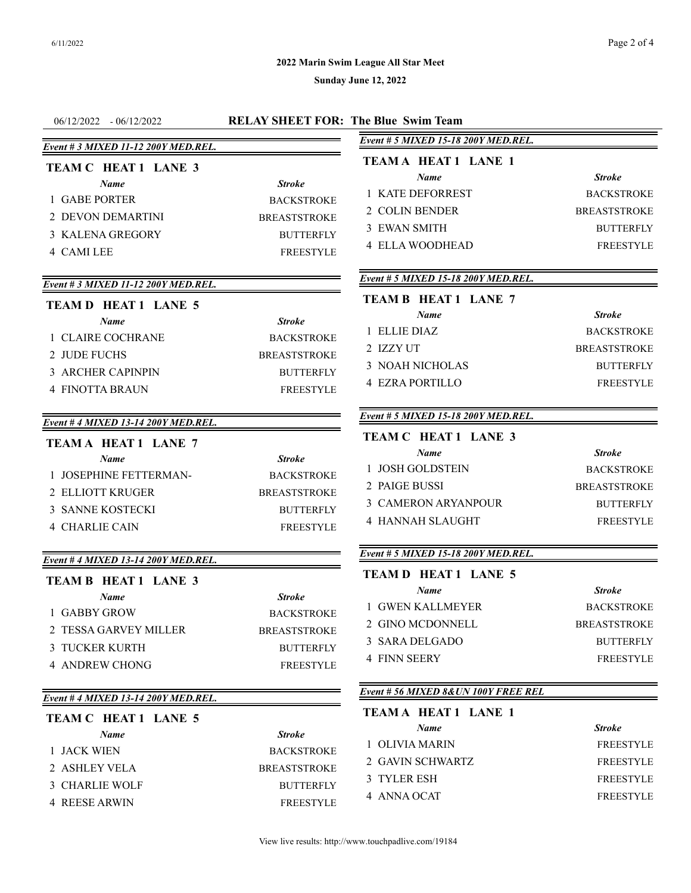**2022 Marin Swim League All Star Meet**

**Sunday June 12, 2022**

06/12/2022 - 06/12/2022 **RELAY SHEET FOR: The Blue Swim Team**

***Event # 3 MIXED 11-12 200Y MED.REL.***

**TEAM C HEAT 1 LANE 3**

| | *Name* | *Stroke* |
|---|---|---|
| 1 | GABE PORTER | BACKSTROKE |
| 2 | DEVON DEMARTINI | BREASTSTROKE |
| 3 | KALENA GREGORY | BUTTERFLY |
| 4 | CAMI LEE | FREESTYLE |

***Event # 3 MIXED 11-12 200Y MED.REL.***

**TEAM D HEAT 1 LANE 5**

| | *Name* | *Stroke* |
|---|---|---|
| 1 | CLAIRE COCHRANE | BACKSTROKE |
| 2 | JUDE FUCHS | BREASTSTROKE |
| 3 | ARCHER CAPINPIN | BUTTERFLY |
| 4 | FINOTTA BRAUN | FREESTYLE |

***Event # 4 MIXED 13-14 200Y MED.REL.***

**TEAM A HEAT 1 LANE 7**

| | *Name* | *Stroke* |
|---|---|---|
| 1 | JOSEPHINE FETTERMAN- | BACKSTROKE |
| 2 | ELLIOTT KRUGER | BREASTSTROKE |
| 3 | SANNE KOSTECKI | BUTTERFLY |
| 4 | CHARLIE CAIN | FREESTYLE |

***Event # 4 MIXED 13-14 200Y MED.REL.***

**TEAM B HEAT 1 LANE 3**

| | *Name* | *Stroke* |
|---|---|---|
| 1 | GABBY GROW | BACKSTROKE |
| 2 | TESSA GARVEY MILLER | BREASTSTROKE |
| 3 | TUCKER KURTH | BUTTERFLY |
| 4 | ANDREW CHONG | FREESTYLE |

***Event # 4 MIXED 13-14 200Y MED.REL.***

**TEAM C HEAT 1 LANE 5**

| | *Name* | *Stroke* |
|---|---|---|
| 1 | JACK WIEN | BACKSTROKE |
| 2 | ASHLEY VELA | BREASTSTROKE |
| 3 | CHARLIE WOLF | BUTTERFLY |
| 4 | REESE ARWIN | FREESTYLE |

***Event # 5 MIXED 15-18 200Y MED.REL.***

**TEAM A HEAT 1 LANE 1**

| | *Name* | *Stroke* |
|---|---|---|
| 1 | KATE DEFORREST | BACKSTROKE |
| 2 | COLIN BENDER | BREASTSTROKE |
| 3 | EWAN SMITH | BUTTERFLY |
| 4 | ELLA WOODHEAD | FREESTYLE |

***Event # 5 MIXED 15-18 200Y MED.REL.***

**TEAM B HEAT 1 LANE 7**

| | *Name* | *Stroke* |
|---|---|---|
| 1 | ELLIE DIAZ | BACKSTROKE |
| 2 | IZZY UT | BREASTSTROKE |
| 3 | NOAH NICHOLAS | BUTTERFLY |
| 4 | EZRA PORTILLO | FREESTYLE |

***Event # 5 MIXED 15-18 200Y MED.REL.***

**TEAM C HEAT 1 LANE 3**

| | *Name* | *Stroke* |
|---|---|---|
| 1 | JOSH GOLDSTEIN | BACKSTROKE |
| 2 | PAIGE BUSSI | BREASTSTROKE |
| 3 | CAMERON ARYANPOUR | BUTTERFLY |
| 4 | HANNAH SLAUGHT | FREESTYLE |

***Event # 5 MIXED 15-18 200Y MED.REL.***

**TEAM D HEAT 1 LANE 5**

| | *Name* | *Stroke* |
|---|---|---|
| 1 | GWEN KALLMEYER | BACKSTROKE |
| 2 | GINO MCDONNELL | BREASTSTROKE |
| 3 | SARA DELGADO | BUTTERFLY |
| 4 | FINN SEERY | FREESTYLE |

***Event # 56 MIXED 8&UN 100Y FREE REL***

**TEAM A HEAT 1 LANE 1**

| | *Name* | *Stroke* |
|---|---|---|
| 1 | OLIVIA MARIN | FREESTYLE |
| 2 | GAVIN SCHWARTZ | FREESTYLE |
| 3 | TYLER ESH | FREESTYLE |
| 4 | ANNA OCAT | FREESTYLE |

View live results: http://www.touchpadlive.com/19184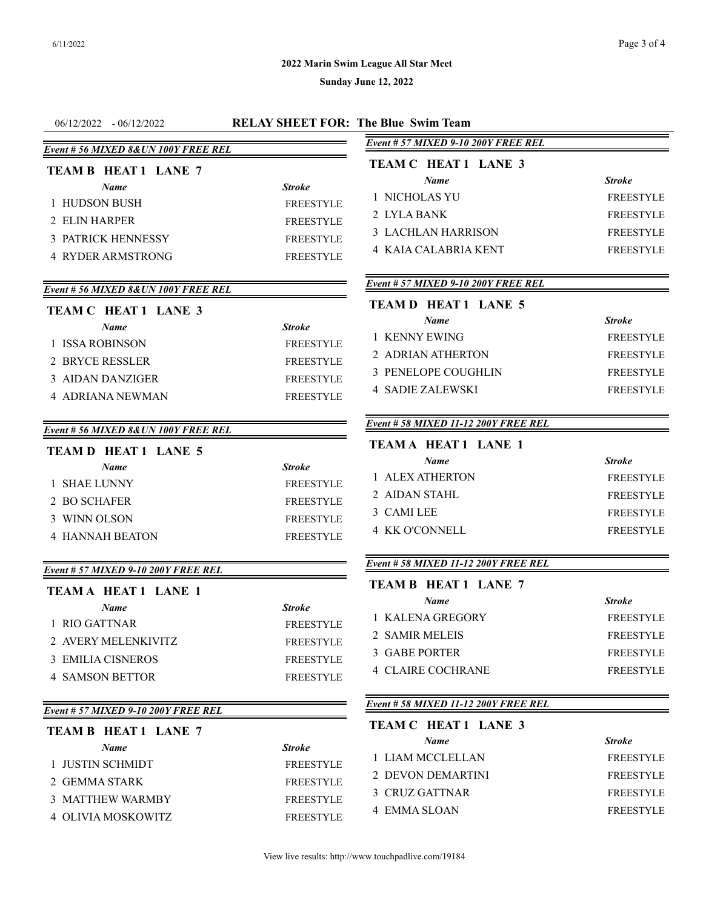**2022 Marin Swim League All Star Meet**

**Sunday June 12, 2022**

06/12/2022 - 06/12/2022 **RELAY SHEET FOR: The Blue Swim Team**

***Event # 56 MIXED 8&UN 100Y FREE REL***

**TEAM B HEAT 1 LANE 7**

| | *Name* | *Stroke* |
|---|---|---|
| 1 | HUDSON BUSH | FREESTYLE |
| 2 | ELIN HARPER | FREESTYLE |
| 3 | PATRICK HENNESSY | FREESTYLE |
| 4 | RYDER ARMSTRONG | FREESTYLE |

***Event # 56 MIXED 8&UN 100Y FREE REL***

**TEAM C HEAT 1 LANE 3**

| | *Name* | *Stroke* |
|---|---|---|
| 1 | ISSA ROBINSON | FREESTYLE |
| 2 | BRYCE RESSLER | FREESTYLE |
| 3 | AIDAN DANZIGER | FREESTYLE |
| 4 | ADRIANA NEWMAN | FREESTYLE |

***Event # 56 MIXED 8&UN 100Y FREE REL***

**TEAM D HEAT 1 LANE 5**

| | *Name* | *Stroke* |
|---|---|---|
| 1 | SHAE LUNNY | FREESTYLE |
| 2 | BO SCHAFER | FREESTYLE |
| 3 | WINN OLSON | FREESTYLE |
| 4 | HANNAH BEATON | FREESTYLE |

***Event # 57 MIXED 9-10 200Y FREE REL***

**TEAM A HEAT 1 LANE 1**

| | *Name* | *Stroke* |
|---|---|---|
| 1 | RIO GATTNAR | FREESTYLE |
| 2 | AVERY MELENKIVITZ | FREESTYLE |
| 3 | EMILIA CISNEROS | FREESTYLE |
| 4 | SAMSON BETTOR | FREESTYLE |

***Event # 57 MIXED 9-10 200Y FREE REL***

**TEAM B HEAT 1 LANE 7**

| | *Name* | *Stroke* |
|---|---|---|
| 1 | JUSTIN SCHMIDT | FREESTYLE |
| 2 | GEMMA STARK | FREESTYLE |
| 3 | MATTHEW WARMBY | FREESTYLE |
| 4 | OLIVIA MOSKOWITZ | FREESTYLE |

***Event # 57 MIXED 9-10 200Y FREE REL***

**TEAM C HEAT 1 LANE 3**

| | *Name* | *Stroke* |
|---|---|---|
| 1 | NICHOLAS YU | FREESTYLE |
| 2 | LYLA BANK | FREESTYLE |
| 3 | LACHLAN HARRISON | FREESTYLE |
| 4 | KAIA CALABRIA KENT | FREESTYLE |

***Event # 57 MIXED 9-10 200Y FREE REL***

**TEAM D HEAT 1 LANE 5**

| | *Name* | *Stroke* |
|---|---|---|
| 1 | KENNY EWING | FREESTYLE |
| 2 | ADRIAN ATHERTON | FREESTYLE |
| 3 | PENELOPE COUGHLIN | FREESTYLE |
| 4 | SADIE ZALEWSKI | FREESTYLE |

***Event # 58 MIXED 11-12 200Y FREE REL***

**TEAM A HEAT 1 LANE 1**

| | *Name* | *Stroke* |
|---|---|---|
| 1 | ALEX ATHERTON | FREESTYLE |
| 2 | AIDAN STAHL | FREESTYLE |
| 3 | CAMI LEE | FREESTYLE |
| 4 | KK O'CONNELL | FREESTYLE |

***Event # 58 MIXED 11-12 200Y FREE REL***

**TEAM B HEAT 1 LANE 7**

| | *Name* | *Stroke* |
|---|---|---|
| 1 | KALENA GREGORY | FREESTYLE |
| 2 | SAMIR MELEIS | FREESTYLE |
| 3 | GABE PORTER | FREESTYLE |
| 4 | CLAIRE COCHRANE | FREESTYLE |

***Event # 58 MIXED 11-12 200Y FREE REL***

**TEAM C HEAT 1 LANE 3**

| | *Name* | *Stroke* |
|---|---|---|
| 1 | LIAM MCCLELLAN | FREESTYLE |
| 2 | DEVON DEMARTINI | FREESTYLE |
| 3 | CRUZ GATTNAR | FREESTYLE |
| 4 | EMMA SLOAN | FREESTYLE |

View live results: http://www.touchpadlive.com/19184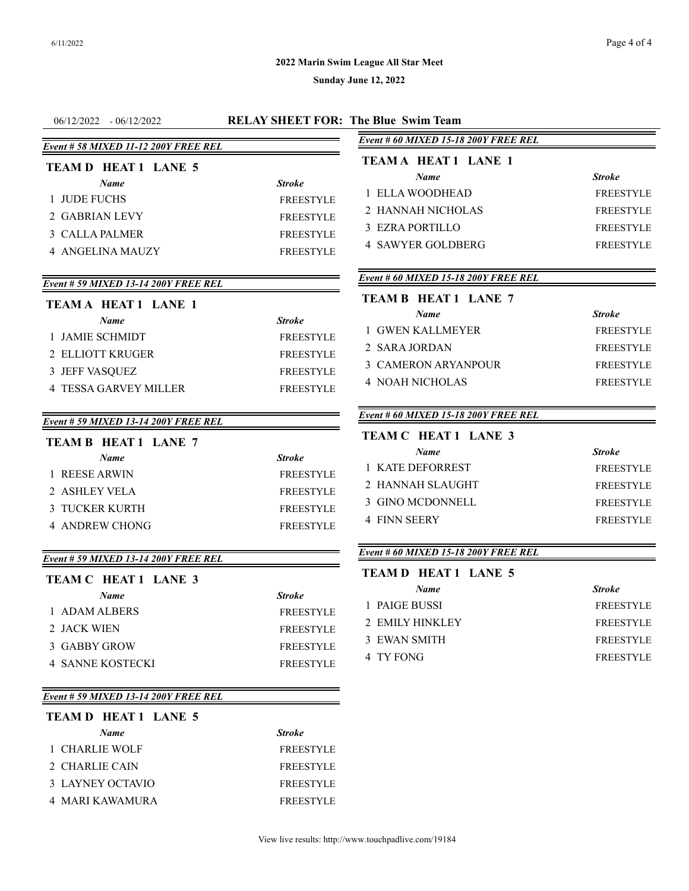**2022 Marin Swim League All Star Meet**

**Sunday June 12, 2022**

06/12/2022 - 06/12/2022 **RELAY SHEET FOR: The Blue Swim Team**

***Event # 58 MIXED 11-12 200Y FREE REL***

**TEAM D HEAT 1 LANE 5**

| Name | Stroke |
|---|---|
| 1 JUDE FUCHS | FREESTYLE |
| 2 GABRIAN LEVY | FREESTYLE |
| 3 CALLA PALMER | FREESTYLE |
| 4 ANGELINA MAUZY | FREESTYLE |

***Event # 59 MIXED 13-14 200Y FREE REL***

**TEAM A HEAT 1 LANE 1**

| Name | Stroke |
|---|---|
| 1 JAMIE SCHMIDT | FREESTYLE |
| 2 ELLIOTT KRUGER | FREESTYLE |
| 3 JEFF VASQUEZ | FREESTYLE |
| 4 TESSA GARVEY MILLER | FREESTYLE |

***Event # 59 MIXED 13-14 200Y FREE REL***

**TEAM B HEAT 1 LANE 7**

| Name | Stroke |
|---|---|
| 1 REESE ARWIN | FREESTYLE |
| 2 ASHLEY VELA | FREESTYLE |
| 3 TUCKER KURTH | FREESTYLE |
| 4 ANDREW CHONG | FREESTYLE |

***Event # 59 MIXED 13-14 200Y FREE REL***

**TEAM C HEAT 1 LANE 3**

| Name | Stroke |
|---|---|
| 1 ADAM ALBERS | FREESTYLE |
| 2 JACK WIEN | FREESTYLE |
| 3 GABBY GROW | FREESTYLE |
| 4 SANNE KOSTECKI | FREESTYLE |

***Event # 59 MIXED 13-14 200Y FREE REL***

**TEAM D HEAT 1 LANE 5**

| Name | Stroke |
|---|---|
| 1 CHARLIE WOLF | FREESTYLE |
| 2 CHARLIE CAIN | FREESTYLE |
| 3 LAYNEY OCTAVIO | FREESTYLE |
| 4 MARI KAWAMURA | FREESTYLE |

***Event # 60 MIXED 15-18 200Y FREE REL***

**TEAM A HEAT 1 LANE 1**

| Name | Stroke |
|---|---|
| 1 ELLA WOODHEAD | FREESTYLE |
| 2 HANNAH NICHOLAS | FREESTYLE |
| 3 EZRA PORTILLO | FREESTYLE |
| 4 SAWYER GOLDBERG | FREESTYLE |

***Event # 60 MIXED 15-18 200Y FREE REL***

**TEAM B HEAT 1 LANE 7**

| Name | Stroke |
|---|---|
| 1 GWEN KALLMEYER | FREESTYLE |
| 2 SARA JORDAN | FREESTYLE |
| 3 CAMERON ARYANPOUR | FREESTYLE |
| 4 NOAH NICHOLAS | FREESTYLE |

***Event # 60 MIXED 15-18 200Y FREE REL***

**TEAM C HEAT 1 LANE 3**

| Name | Stroke |
|---|---|
| 1 KATE DEFORREST | FREESTYLE |
| 2 HANNAH SLAUGHT | FREESTYLE |
| 3 GINO MCDONNELL | FREESTYLE |
| 4 FINN SEERY | FREESTYLE |

***Event # 60 MIXED 15-18 200Y FREE REL***

**TEAM D HEAT 1 LANE 5**

| Name | Stroke |
|---|---|
| 1 PAIGE BUSSI | FREESTYLE |
| 2 EMILY HINKLEY | FREESTYLE |
| 3 EWAN SMITH | FREESTYLE |
| 4 TY FONG | FREESTYLE |

View live results: http://www.touchpadlive.com/19184